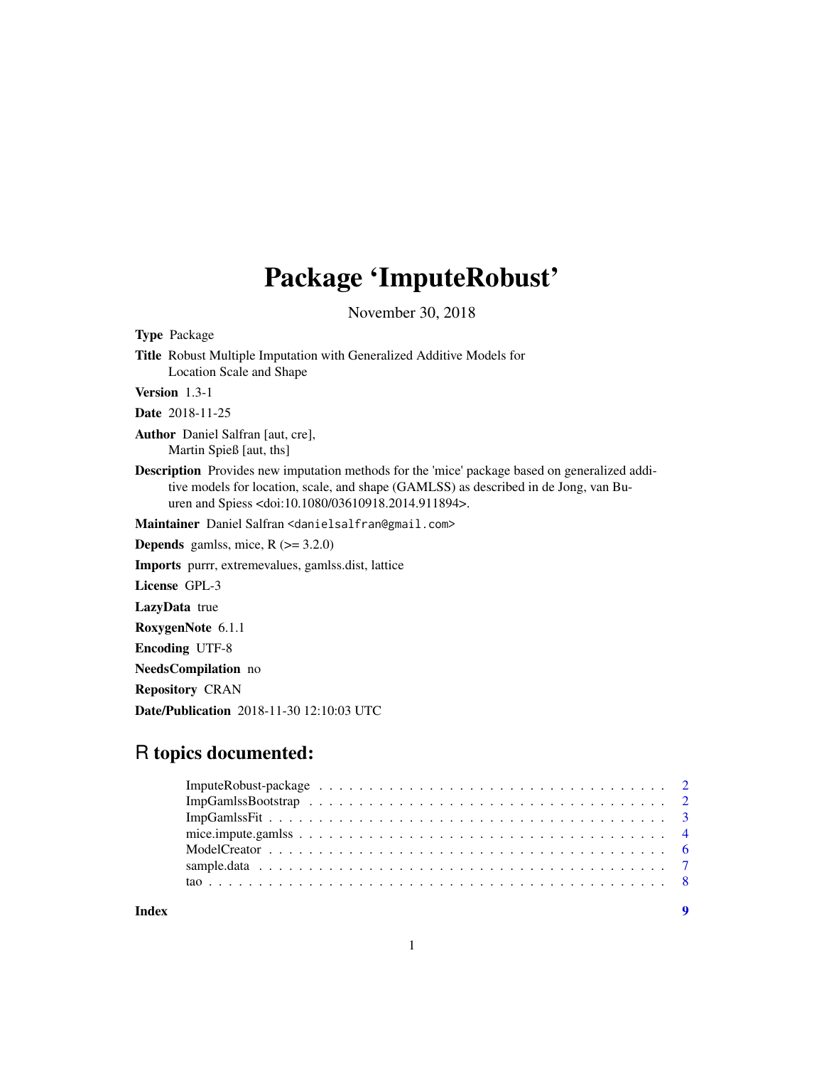# Package 'ImputeRobust'

November 30, 2018

**Type** Package

**Title** Robust Multiple Imputation with Generalized Additive Models for Location Scale and Shape

**Version** 1.3-1

**Date** 2018-11-25

**Author** Daniel Salfran [aut, cre],
Martin Spieß [aut, ths]

**Description** Provides new imputation methods for the 'mice' package based on generalized additive models for location, scale, and shape (GAMLSS) as described in de Jong, van Buuren and Spiess <doi:10.1080/03610918.2014.911894>.

**Maintainer** Daniel Salfran <danielsalfran@gmail.com>

**Depends** gamlss, mice, R (>= 3.2.0)

**Imports** purrr, extremevalues, gamlss.dist, lattice

**License** GPL-3

**LazyData** true

**RoxygenNote** 6.1.1

**Encoding** UTF-8

**NeedsCompilation** no

**Repository** CRAN

**Date/Publication** 2018-11-30 12:10:03 UTC

## R topics documented:

- ImputeRobust-package . . . . . . . . . . . . . . . . . . . . . . . . . . . . . . . . . . 2
- ImpGamlssBootstrap . . . . . . . . . . . . . . . . . . . . . . . . . . . . . . . . . . 2
- ImpGamlssFit . . . . . . . . . . . . . . . . . . . . . . . . . . . . . . . . . . . . . . 3
- mice.impute.gamlss . . . . . . . . . . . . . . . . . . . . . . . . . . . . . . . . . . . 4
- ModelCreator . . . . . . . . . . . . . . . . . . . . . . . . . . . . . . . . . . . . . . 6
- sample.data . . . . . . . . . . . . . . . . . . . . . . . . . . . . . . . . . . . . . . . 7
- tao . . . . . . . . . . . . . . . . . . . . . . . . . . . . . . . . . . . . . . . . . . . . 8

**Index** 9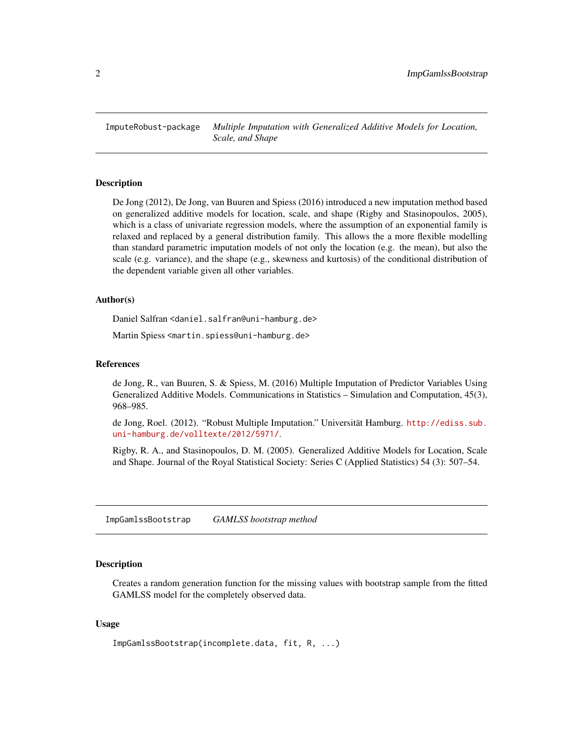## ImputeRobust-package — *Multiple Imputation with Generalized Additive Models for Location, Scale, and Shape*

### Description

De Jong (2012), De Jong, van Buuren and Spiess (2016) introduced a new imputation method based on generalized additive models for location, scale, and shape (Rigby and Stasinopoulos, 2005), which is a class of univariate regression models, where the assumption of an exponential family is relaxed and replaced by a general distribution family. This allows the a more flexible modelling than standard parametric imputation models of not only the location (e.g. the mean), but also the scale (e.g. variance), and the shape (e.g., skewness and kurtosis) of the conditional distribution of the dependent variable given all other variables.

### Author(s)

Daniel Salfran <daniel.salfran@uni-hamburg.de>

Martin Spiess <martin.spiess@uni-hamburg.de>

### References

de Jong, R., van Buuren, S. & Spiess, M. (2016) Multiple Imputation of Predictor Variables Using Generalized Additive Models. Communications in Statistics – Simulation and Computation, 45(3), 968–985.

de Jong, Roel. (2012). "Robust Multiple Imputation." Universität Hamburg. http://ediss.sub.uni-hamburg.de/volltexte/2012/5971/.

Rigby, R. A., and Stasinopoulos, D. M. (2005). Generalized Additive Models for Location, Scale and Shape. Journal of the Royal Statistical Society: Series C (Applied Statistics) 54 (3): 507–54.

## ImpGamlssBootstrap — *GAMLSS bootstrap method*

### Description

Creates a random generation function for the missing values with bootstrap sample from the fitted GAMLSS model for the completely observed data.

### Usage

```
ImpGamlssBootstrap(incomplete.data, fit, R, ...)
```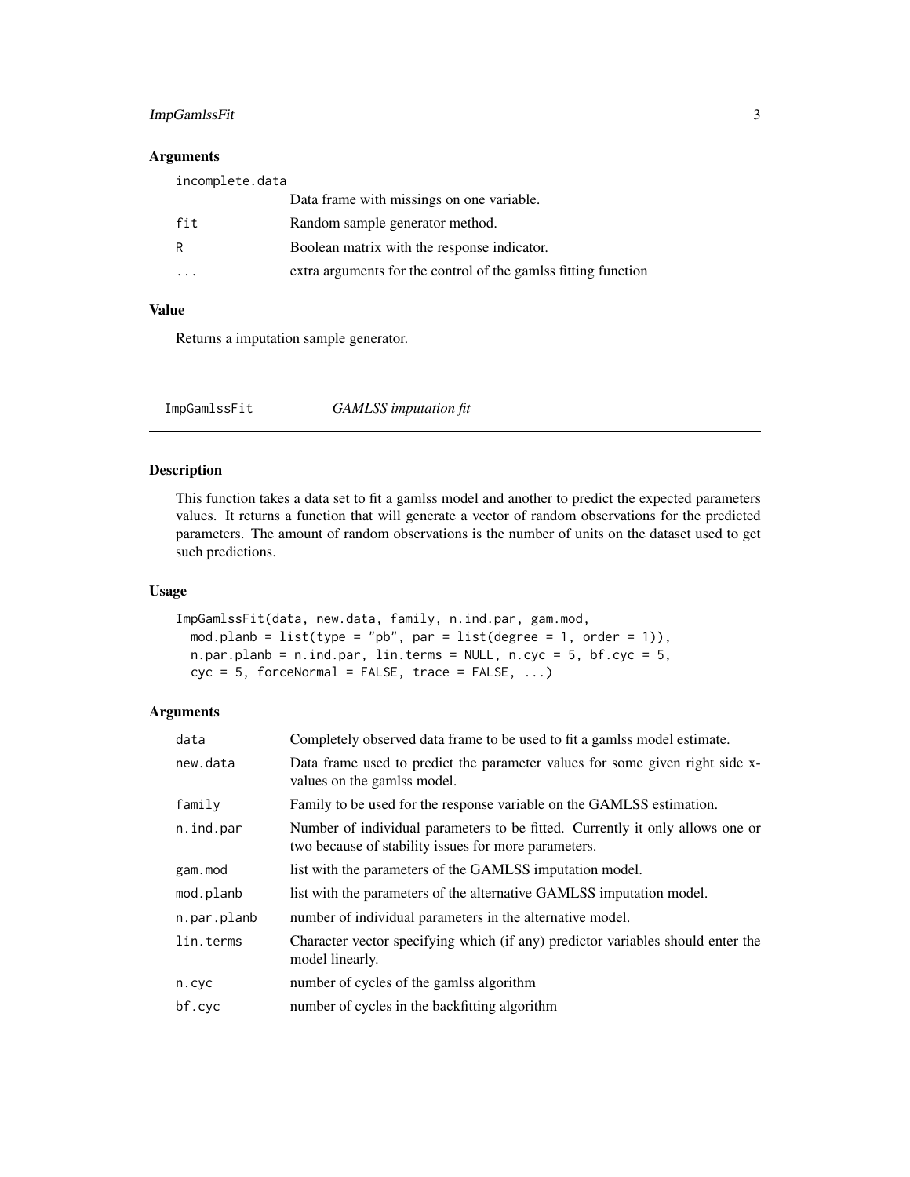### Arguments

| | |
|---|---|
| incomplete.data | Data frame with missings on one variable. |
| fit | Random sample generator method. |
| R | Boolean matrix with the response indicator. |
| ... | extra arguments for the control of the gamlss fitting function |

### Value

Returns a imputation sample generator.

---

## ImpGamlssFit *GAMLSS imputation fit*

### Description

This function takes a data set to fit a gamlss model and another to predict the expected parameters values. It returns a function that will generate a vector of random observations for the predicted parameters. The amount of random observations is the number of units on the dataset used to get such predictions.

### Usage

```
ImpGamlssFit(data, new.data, family, n.ind.par, gam.mod,
  mod.planb = list(type = "pb", par = list(degree = 1, order = 1)),
  n.par.planb = n.ind.par, lin.terms = NULL, n.cyc = 5, bf.cyc = 5,
  cyc = 5, forceNormal = FALSE, trace = FALSE, ...)
```

### Arguments

| | |
|---|---|
| data | Completely observed data frame to be used to fit a gamlss model estimate. |
| new.data | Data frame used to predict the parameter values for some given right side x-values on the gamlss model. |
| family | Family to be used for the response variable on the GAMLSS estimation. |
| n.ind.par | Number of individual parameters to be fitted. Currently it only allows one or two because of stability issues for more parameters. |
| gam.mod | list with the parameters of the GAMLSS imputation model. |
| mod.planb | list with the parameters of the alternative GAMLSS imputation model. |
| n.par.planb | number of individual parameters in the alternative model. |
| lin.terms | Character vector specifying which (if any) predictor variables should enter the model linearly. |
| n.cyc | number of cycles of the gamlss algorithm |
| bf.cyc | number of cycles in the backfitting algorithm |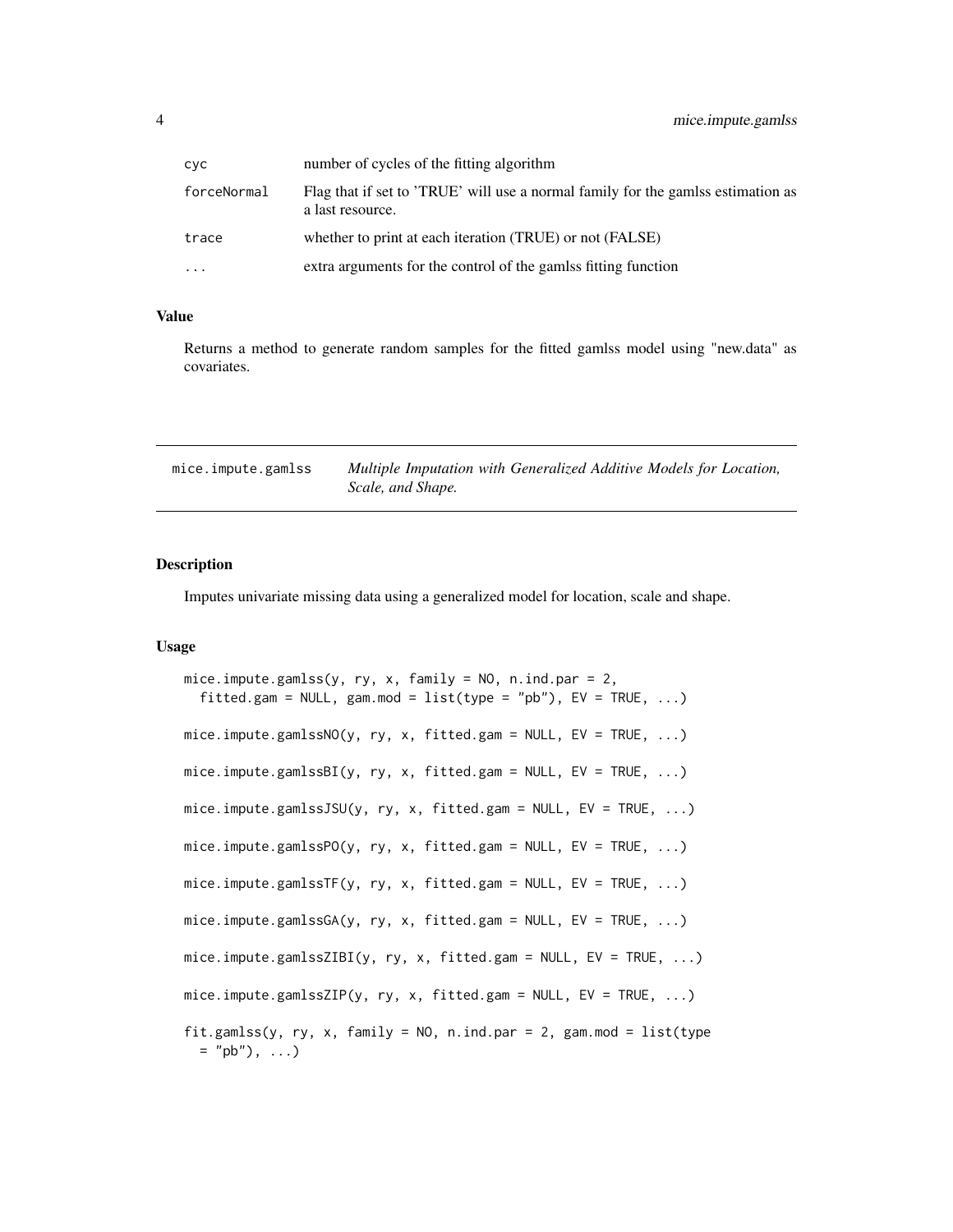| | |
|---|---|
| cyc | number of cycles of the fitting algorithm |
| forceNormal | Flag that if set to 'TRUE' will use a normal family for the gamlss estimation as a last resource. |
| trace | whether to print at each iteration (TRUE) or not (FALSE) |
| ... | extra arguments for the control of the gamlss fitting function |

### Value

Returns a method to generate random samples for the fitted gamlss model using "new.data" as covariates.

---

## mice.impute.gamlss — *Multiple Imputation with Generalized Additive Models for Location, Scale, and Shape.*

---

### Description

Imputes univariate missing data using a generalized model for location, scale and shape.

### Usage

```
mice.impute.gamlss(y, ry, x, family = NO, n.ind.par = 2,
  fitted.gam = NULL, gam.mod = list(type = "pb"), EV = TRUE, ...)

mice.impute.gamlssNO(y, ry, x, fitted.gam = NULL, EV = TRUE, ...)

mice.impute.gamlssBI(y, ry, x, fitted.gam = NULL, EV = TRUE, ...)

mice.impute.gamlssJSU(y, ry, x, fitted.gam = NULL, EV = TRUE, ...)

mice.impute.gamlssPO(y, ry, x, fitted.gam = NULL, EV = TRUE, ...)

mice.impute.gamlssTF(y, ry, x, fitted.gam = NULL, EV = TRUE, ...)

mice.impute.gamlssGA(y, ry, x, fitted.gam = NULL, EV = TRUE, ...)

mice.impute.gamlssZIBI(y, ry, x, fitted.gam = NULL, EV = TRUE, ...)

mice.impute.gamlssZIP(y, ry, x, fitted.gam = NULL, EV = TRUE, ...)

fit.gamlss(y, ry, x, family = NO, n.ind.par = 2, gam.mod = list(type
  = "pb"), ...)
```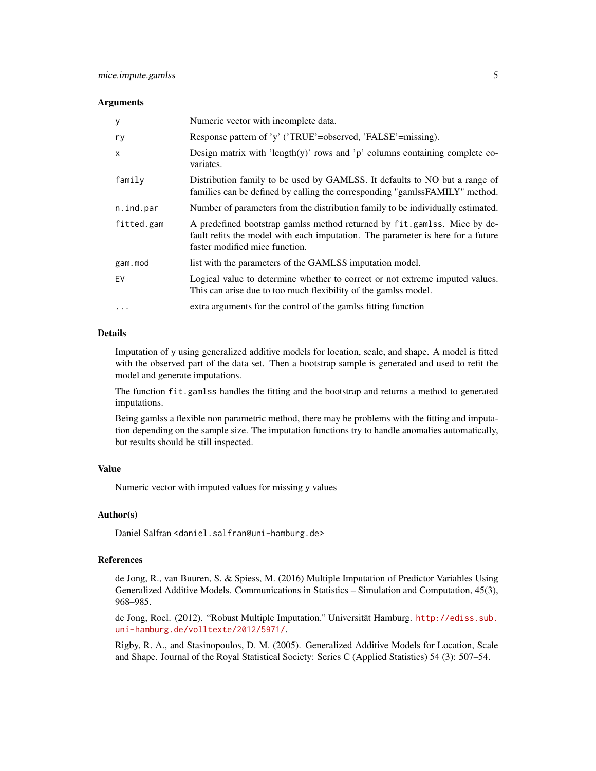### Arguments

| | |
|---|---|
| `y` | Numeric vector with incomplete data. |
| `ry` | Response pattern of 'y' ('TRUE'=observed, 'FALSE'=missing). |
| `x` | Design matrix with 'length(y)' rows and 'p' columns containing complete covariates. |
| `family` | Distribution family to be used by GAMLSS. It defaults to NO but a range of families can be defined by calling the corresponding "gamlssFAMILY" method. |
| `n.ind.par` | Number of parameters from the distribution family to be individually estimated. |
| `fitted.gam` | A predefined bootstrap gamlss method returned by `fit.gamlss`. Mice by default refits the model with each imputation. The parameter is here for a future faster modified mice function. |
| `gam.mod` | list with the parameters of the GAMLSS imputation model. |
| `EV` | Logical value to determine whether to correct or not extreme imputed values. This can arise due to too much flexibility of the gamlss model. |
| `...` | extra arguments for the control of the gamlss fitting function |

### Details

Imputation of `y` using generalized additive models for location, scale, and shape. A model is fitted with the observed part of the data set. Then a bootstrap sample is generated and used to refit the model and generate imputations.

The function `fit.gamlss` handles the fitting and the bootstrap and returns a method to generated imputations.

Being gamlss a flexible non parametric method, there may be problems with the fitting and imputation depending on the sample size. The imputation functions try to handle anomalies automatically, but results should be still inspected.

### Value

Numeric vector with imputed values for missing `y` values

### Author(s)

Daniel Salfran <daniel.salfran@uni-hamburg.de>

### References

de Jong, R., van Buuren, S. & Spiess, M. (2016) Multiple Imputation of Predictor Variables Using Generalized Additive Models. Communications in Statistics – Simulation and Computation, 45(3), 968–985.

de Jong, Roel. (2012). "Robust Multiple Imputation." Universität Hamburg. http://ediss.sub.uni-hamburg.de/volltexte/2012/5971/.

Rigby, R. A., and Stasinopoulos, D. M. (2005). Generalized Additive Models for Location, Scale and Shape. Journal of the Royal Statistical Society: Series C (Applied Statistics) 54 (3): 507–54.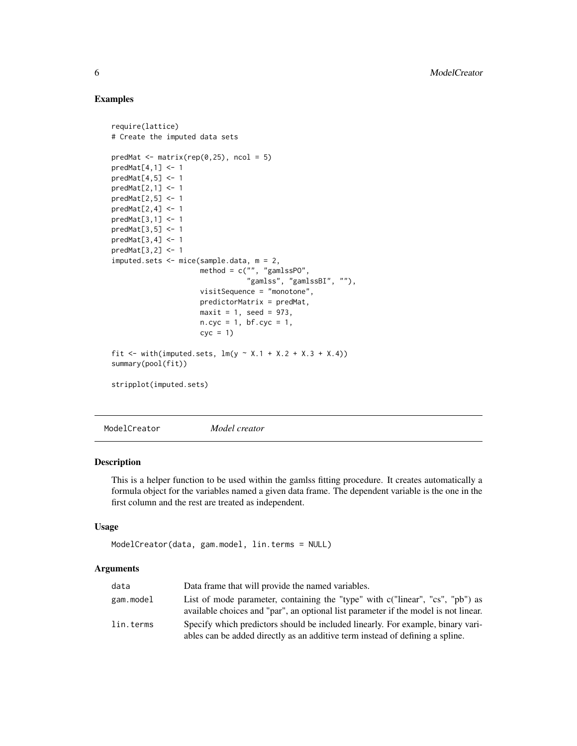## Examples

```
require(lattice)
# Create the imputed data sets

predMat <- matrix(rep(0,25), ncol = 5)
predMat[4,1] <- 1
predMat[4,5] <- 1
predMat[2,1] <- 1
predMat[2,5] <- 1
predMat[2,4] <- 1
predMat[3,1] <- 1
predMat[3,5] <- 1
predMat[3,4] <- 1
predMat[3,2] <- 1
imputed.sets <- mice(sample.data, m = 2,
                     method = c("", "gamlssPO",
                                "gamlss", "gamlssBI", ""),
                     visitSequence = "monotone",
                     predictorMatrix = predMat,
                     maxit = 1, seed = 973,
                     n.cyc = 1, bf.cyc = 1,
                     cyc = 1)

fit <- with(imputed.sets, lm(y ~ X.1 + X.2 + X.3 + X.4))
summary(pool(fit))

stripplot(imputed.sets)
```

---

# ModelCreator *Model creator*

## Description

This is a helper function to be used within the gamlss fitting procedure. It creates automatically a formula object for the variables named a given data frame. The dependent variable is the one in the first column and the rest are treated as independent.

## Usage

```
ModelCreator(data, gam.model, lin.terms = NULL)
```

## Arguments

| | |
|---|---|
| data | Data frame that will provide the named variables. |
| gam.model | List of mode parameter, containing the "type" with c("linear", "cs", "pb") as available choices and "par", an optional list parameter if the model is not linear. |
| lin.terms | Specify which predictors should be included linearly. For example, binary variables can be added directly as an additive term instead of defining a spline. |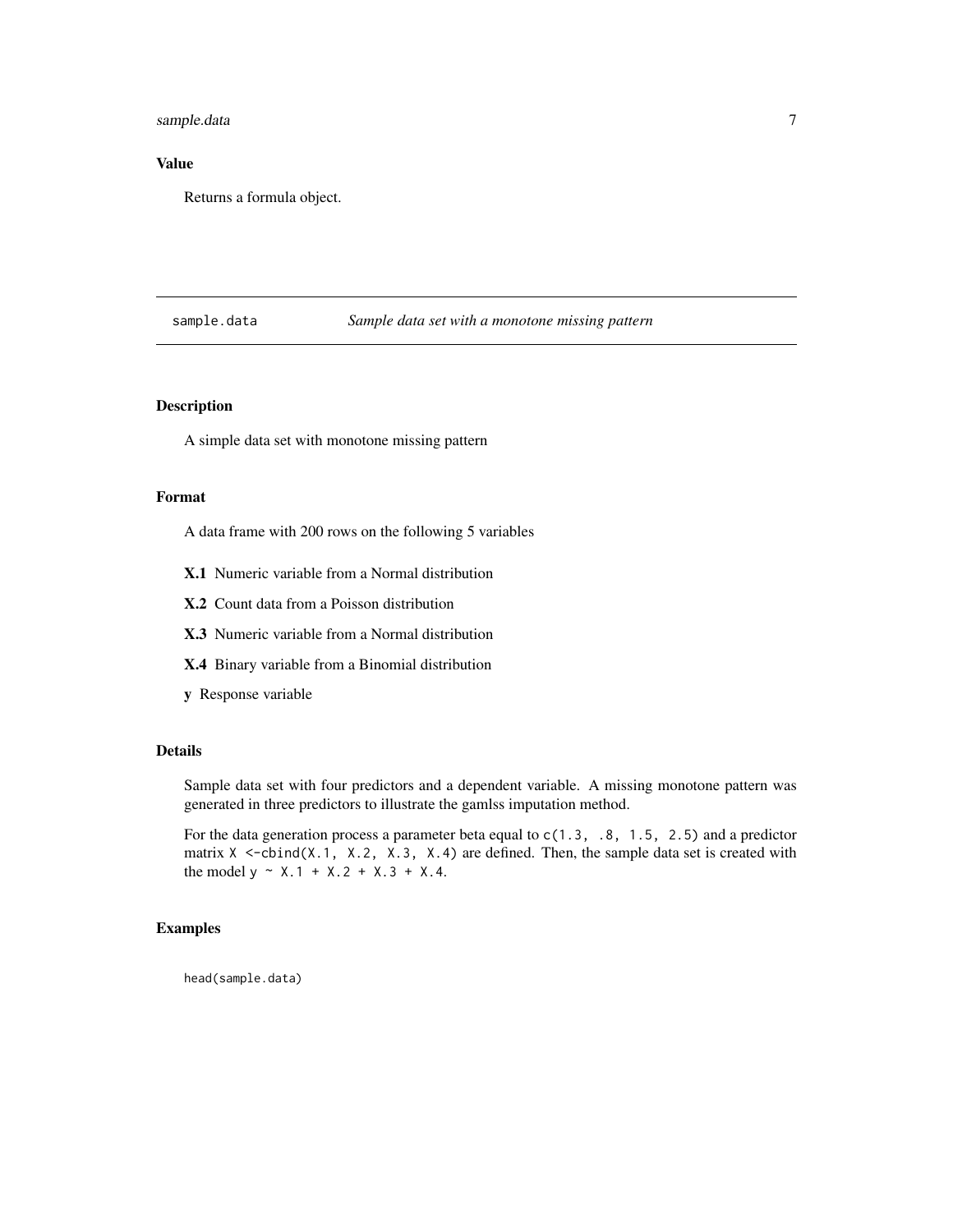### Value

Returns a formula object.

---

## sample.data — *Sample data set with a monotone missing pattern*

---

### Description

A simple data set with monotone missing pattern

### Format

A data frame with 200 rows on the following 5 variables

- **X.1** Numeric variable from a Normal distribution
- **X.2** Count data from a Poisson distribution
- **X.3** Numeric variable from a Normal distribution
- **X.4** Binary variable from a Binomial distribution
- **y** Response variable

### Details

Sample data set with four predictors and a dependent variable. A missing monotone pattern was generated in three predictors to illustrate the gamlss imputation method.

For the data generation process a parameter beta equal to `c(1.3, .8, 1.5, 2.5)` and a predictor matrix `X <-cbind(X.1, X.2, X.3, X.4)` are defined. Then, the sample data set is created with the model `y ~ X.1 + X.2 + X.3 + X.4`.

### Examples

```
head(sample.data)
```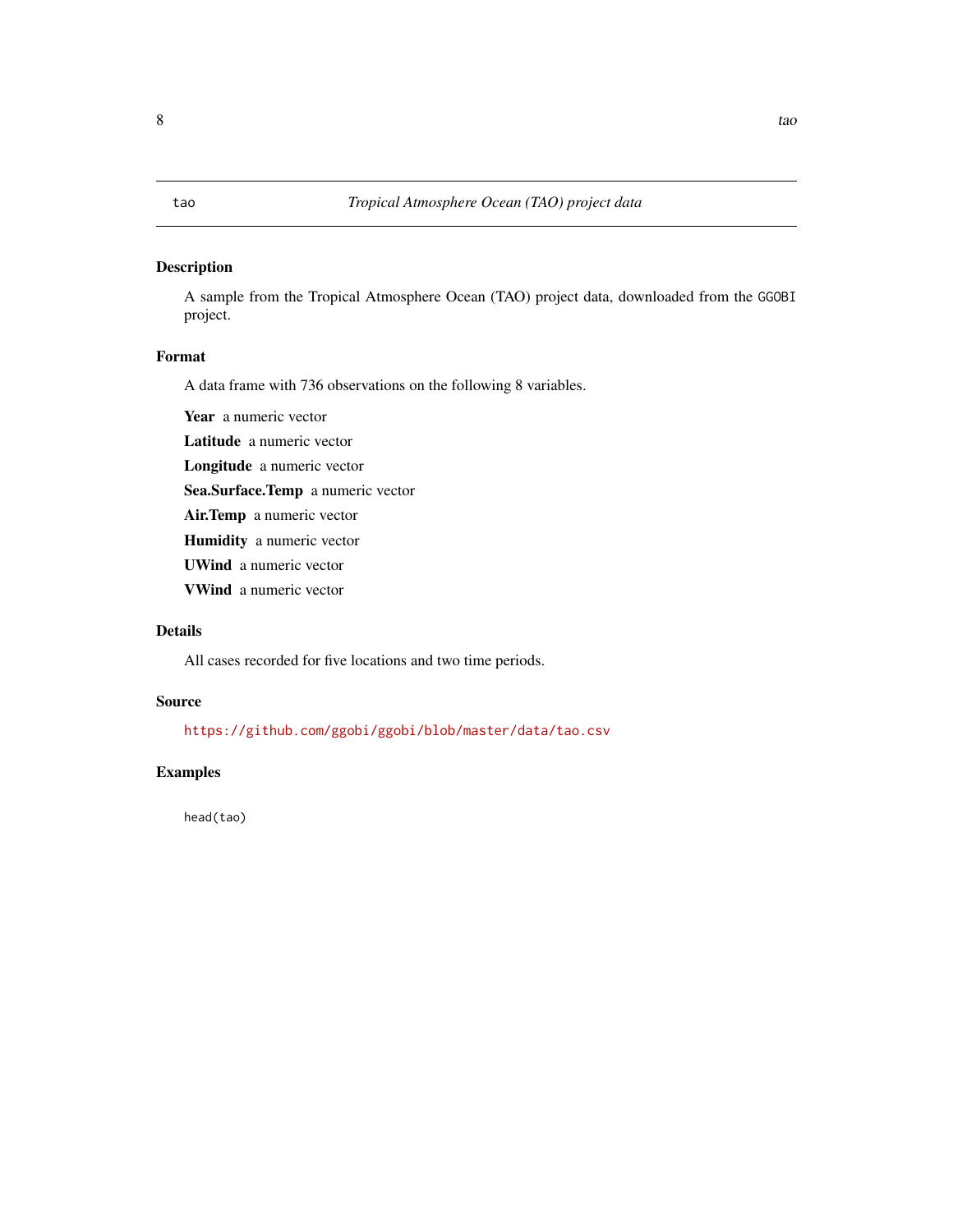## tao — *Tropical Atmosphere Ocean (TAO) project data*

### Description

A sample from the Tropical Atmosphere Ocean (TAO) project data, downloaded from the GGOBI project.

### Format

A data frame with 736 observations on the following 8 variables.

**Year** a numeric vector

**Latitude** a numeric vector

**Longitude** a numeric vector

**Sea.Surface.Temp** a numeric vector

**Air.Temp** a numeric vector

**Humidity** a numeric vector

**UWind** a numeric vector

**VWind** a numeric vector

### Details

All cases recorded for five locations and two time periods.

### Source

https://github.com/ggobi/ggobi/blob/master/data/tao.csv

### Examples

```
head(tao)
```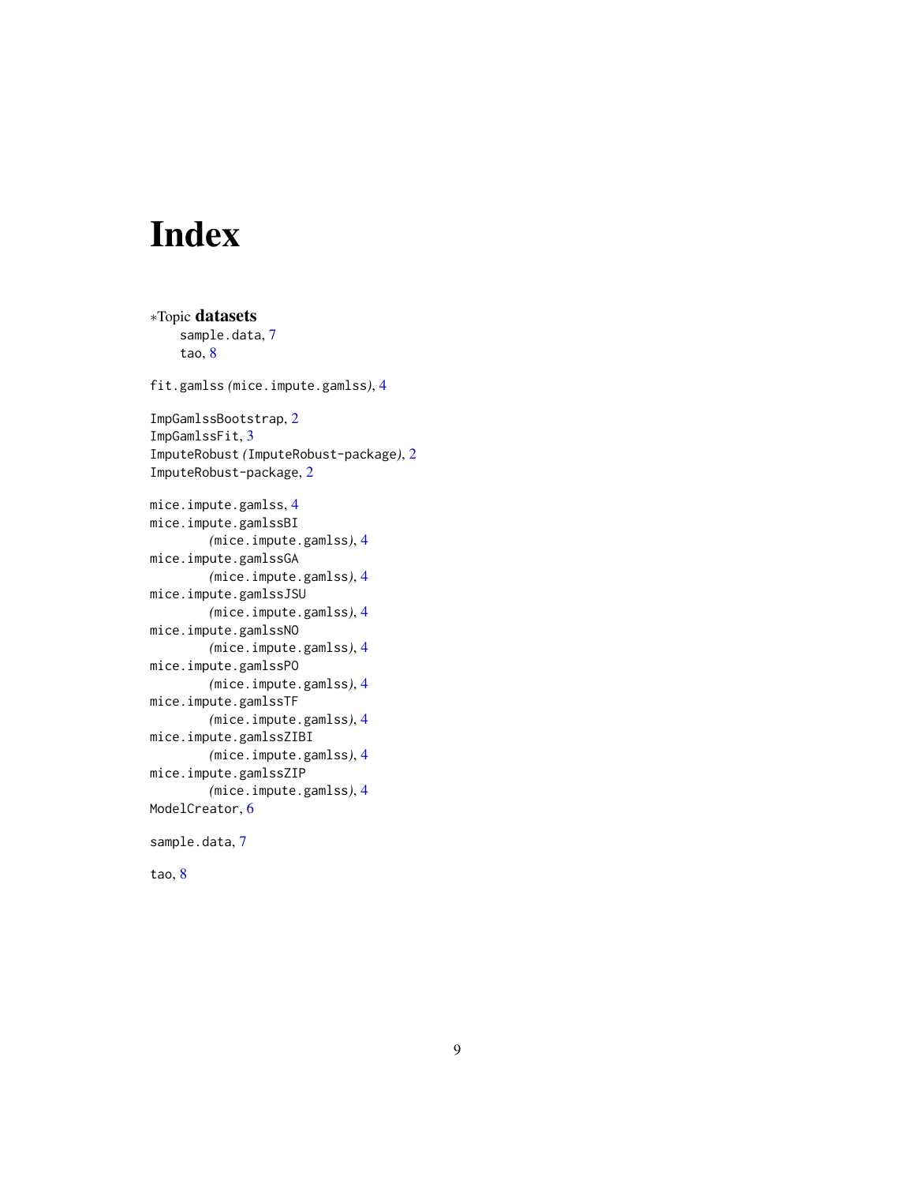# Index

*Topic **datasets**
  sample.data, 7
  tao, 8

fit.gamlss *(*mice.impute.gamlss*)*, 4

ImpGamlssBootstrap, 2
ImpGamlssFit, 3
ImputeRobust *(*ImputeRobust-package*)*, 2
ImputeRobust-package, 2

mice.impute.gamlss, 4
mice.impute.gamlssBI *(*mice.impute.gamlss*)*, 4
mice.impute.gamlssGA *(*mice.impute.gamlss*)*, 4
mice.impute.gamlssJSU *(*mice.impute.gamlss*)*, 4
mice.impute.gamlssNO *(*mice.impute.gamlss*)*, 4
mice.impute.gamlssPO *(*mice.impute.gamlss*)*, 4
mice.impute.gamlssTF *(*mice.impute.gamlss*)*, 4
mice.impute.gamlssZIBI *(*mice.impute.gamlss*)*, 4
mice.impute.gamlssZIP *(*mice.impute.gamlss*)*, 4
ModelCreator, 6

sample.data, 7

tao, 8